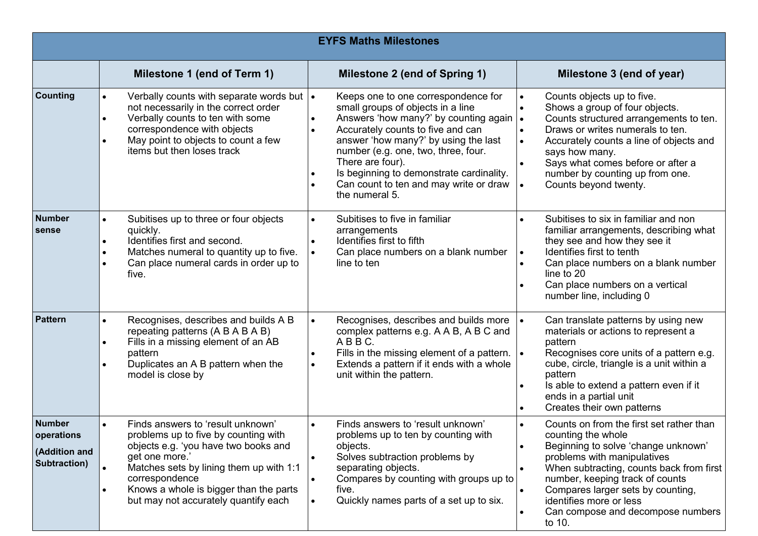| EYFS Maths Milestones | | | |
|---|---|---|---|
| | **Milestone 1 (end of Term 1)** | **Milestone 2 (end of Spring 1)** | **Milestone 3 (end of year)** |
| **Counting** | • Verbally counts with separate words but not necessarily in the correct order<br>• Verbally counts to ten with some correspondence with objects<br>• May point to objects to count a few items but then loses track | • Keeps one to one correspondence for small groups of objects in a line<br>• Answers 'how many?' by counting again<br>• Accurately counts to five and can answer 'how many?' by using the last number (e.g. one, two, three, four. There are four).<br>• Is beginning to demonstrate cardinality.<br>• Can count to ten and may write or draw the numeral 5. | • Counts objects up to five.<br>• Shows a group of four objects.<br>• Counts structured arrangements to ten.<br>• Draws or writes numerals to ten.<br>• Accurately counts a line of objects and says how many.<br>• Says what comes before or after a number by counting up from one.<br>• Counts beyond twenty. |
| **Number sense** | • Subitises up to three or four objects quickly.<br>• Identifies first and second.<br>• Matches numeral to quantity up to five.<br>• Can place numeral cards in order up to five. | • Subitises to five in familiar arrangements<br>• Identifies first to fifth<br>• Can place numbers on a blank number line to ten | • Subitises to six in familiar and non familiar arrangements, describing what they see and how they see it<br>• Identifies first to tenth<br>• Can place numbers on a blank number line to 20<br>• Can place numbers on a vertical number line, including 0 |
| **Pattern** | • Recognises, describes and builds A B repeating patterns (A B A B A B)<br>• Fills in a missing element of an AB pattern<br>• Duplicates an A B pattern when the model is close by | • Recognises, describes and builds more complex patterns e.g. A A B, A B C and A B B C.<br>• Fills in the missing element of a pattern.<br>• Extends a pattern if it ends with a whole unit within the pattern. | • Can translate patterns by using new materials or actions to represent a pattern<br>• Recognises core units of a pattern e.g. cube, circle, triangle is a unit within a pattern<br>• Is able to extend a pattern even if it ends in a partial unit<br>• Creates their own patterns |
| **Number operations (Addition and Subtraction)** | • Finds answers to 'result unknown' problems up to five by counting with objects e.g. 'you have two books and get one more.'<br>• Matches sets by lining them up with 1:1 correspondence<br>• Knows a whole is bigger than the parts but may not accurately quantify each | • Finds answers to 'result unknown' problems up to ten by counting with objects.<br>• Solves subtraction problems by separating objects.<br>• Compares by counting with groups up to five.<br>• Quickly names parts of a set up to six. | • Counts on from the first set rather than counting the whole<br>• Beginning to solve 'change unknown' problems with manipulatives<br>• When subtracting, counts back from first number, keeping track of counts<br>• Compares larger sets by counting, identifies more or less<br>• Can compose and decompose numbers to 10. |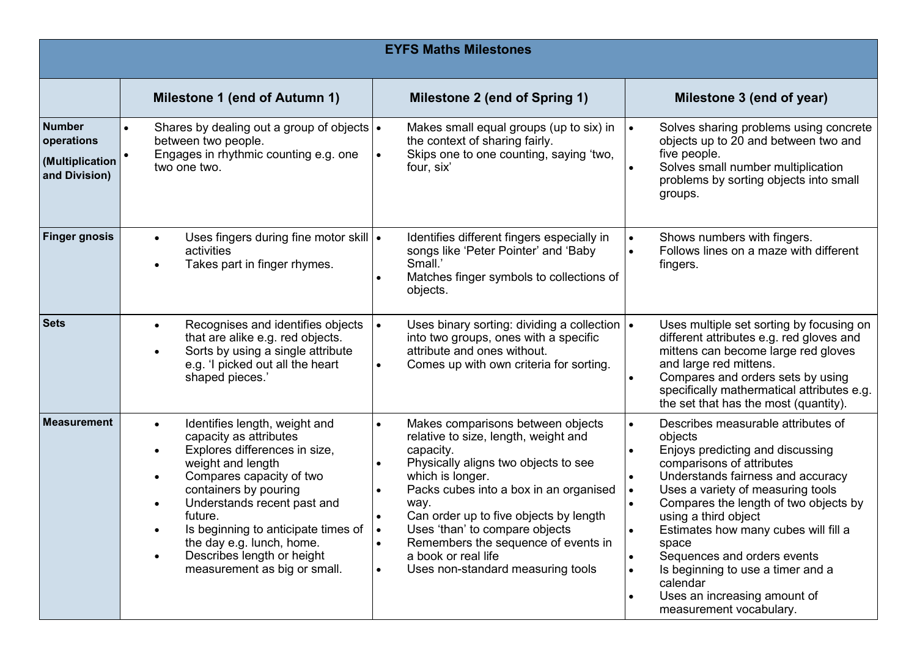| EYFS Maths Milestones | | | |
|---|---|---|---|
| | **Milestone 1 (end of Autumn 1)** | **Milestone 2 (end of Spring 1)** | **Milestone 3 (end of year)** |
| **Number operations (Multiplication and Division)** | • Shares by dealing out a group of objects between two people.<br>• Engages in rhythmic counting e.g. one two one two. | • Makes small equal groups (up to six) in the context of sharing fairly.<br>• Skips one to one counting, saying 'two, four, six' | • Solves sharing problems using concrete objects up to 20 and between two and five people.<br>• Solves small number multiplication problems by sorting objects into small groups. |
| **Finger gnosis** | • Uses fingers during fine motor skill activities<br>• Takes part in finger rhymes. | • Identifies different fingers especially in songs like 'Peter Pointer' and 'Baby Small.'<br>• Matches finger symbols to collections of objects. | • Shows numbers with fingers.<br>• Follows lines on a maze with different fingers. |
| **Sets** | • Recognises and identifies objects that are alike e.g. red objects.<br>• Sorts by using a single attribute e.g. 'I picked out all the heart shaped pieces.' | • Uses binary sorting: dividing a collection into two groups, ones with a specific attribute and ones without.<br>• Comes up with own criteria for sorting. | • Uses multiple set sorting by focusing on different attributes e.g. red gloves and mittens can become large red gloves and large red mittens.<br>• Compares and orders sets by using specifically mathermatical attributes e.g. the set that has the most (quantity). |
| **Measurement** | • Identifies length, weight and capacity as attributes<br>• Explores differences in size, weight and length<br>• Compares capacity of two containers by pouring<br>• Understands recent past and future.<br>• Is beginning to anticipate times of the day e.g. lunch, home.<br>• Describes length or height measurement as big or small. | • Makes comparisons between objects relative to size, length, weight and capacity.<br>• Physically aligns two objects to see which is longer.<br>• Packs cubes into a box in an organised way.<br>• Can order up to five objects by length<br>• Uses 'than' to compare objects<br>• Remembers the sequence of events in a book or real life<br>• Uses non-standard measuring tools | • Describes measurable attributes of objects<br>• Enjoys predicting and discussing comparisons of attributes<br>• Understands fairness and accuracy<br>• Uses a variety of measuring tools<br>• Compares the length of two objects by using a third object<br>• Estimates how many cubes will fill a space<br>• Sequences and orders events<br>• Is beginning to use a timer and a calendar<br>• Uses an increasing amount of measurement vocabulary. |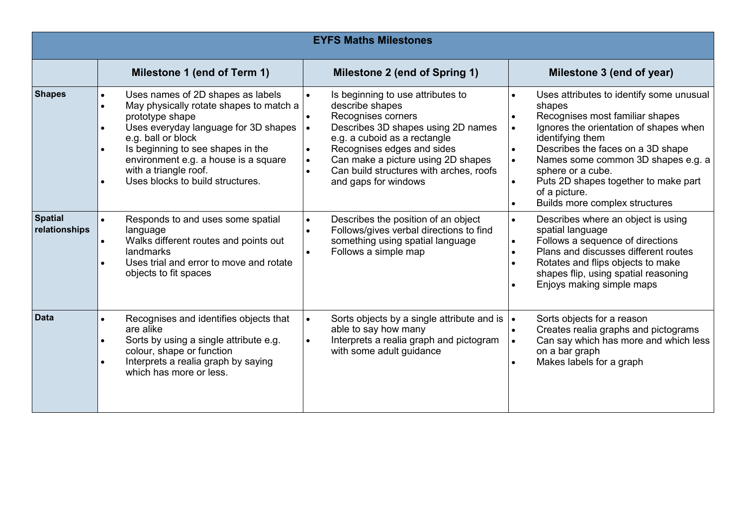| EYFS Maths Milestones | | | |
|---|---|---|---|
| | **Milestone 1 (end of Term 1)** | **Milestone 2 (end of Spring 1)** | **Milestone 3 (end of year)** |
| **Shapes** | • Uses names of 2D shapes as labels<br>• May physically rotate shapes to match a prototype shape<br>• Uses everyday language for 3D shapes e.g. ball or block<br>• Is beginning to see shapes in the environment e.g. a house is a square with a triangle roof.<br>• Uses blocks to build structures. | • Is beginning to use attributes to describe shapes<br>• Recognises corners<br>• Describes 3D shapes using 2D names e.g. a cuboid as a rectangle<br>• Recognises edges and sides<br>• Can make a picture using 2D shapes<br>• Can build structures with arches, roofs and gaps for windows | • Uses attributes to identify some unusual shapes<br>• Recognises most familiar shapes<br>• Ignores the orientation of shapes when identifying them<br>• Describes the faces on a 3D shape<br>• Names some common 3D shapes e.g. a sphere or a cube.<br>• Puts 2D shapes together to make part of a picture.<br>• Builds more complex structures |
| **Spatial relationships** | • Responds to and uses some spatial language<br>• Walks different routes and points out landmarks<br>• Uses trial and error to move and rotate objects to fit spaces | • Describes the position of an object<br>• Follows/gives verbal directions to find something using spatial language<br>• Follows a simple map | • Describes where an object is using spatial language<br>• Follows a sequence of directions<br>• Plans and discusses different routes<br>• Rotates and flips objects to make shapes flip, using spatial reasoning<br>• Enjoys making simple maps |
| **Data** | • Recognises and identifies objects that are alike<br>• Sorts by using a single attribute e.g. colour, shape or function<br>• Interprets a realia graph by saying which has more or less. | • Sorts objects by a single attribute and is able to say how many<br>• Interprets a realia graph and pictogram with some adult guidance | • Sorts objects for a reason<br>• Creates realia graphs and pictograms<br>• Can say which has more and which less on a bar graph<br>• Makes labels for a graph |